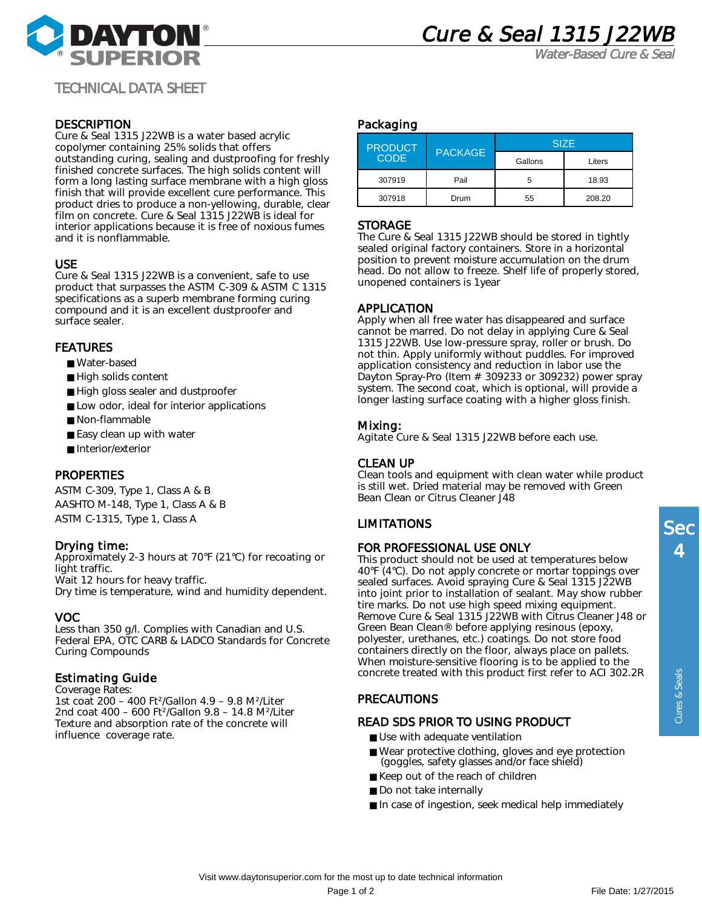# Cure & Seal 1315 J22WB

*Water-Based Cure & Seal*

TECHNICAL DATA SHEET

## DESCRIPTION

Cure & Seal 1315 J22WB is a water based acrylic copolymer containing 25% solids that offers outstanding curing, sealing and dustproofing for freshly finished concrete surfaces. The high solids content will form a long lasting surface membrane with a high gloss finish that will provide excellent cure performance. This product dries to produce a non-yellowing, durable, clear film on concrete. Cure & Seal 1315 J22WB is ideal for interior applications because it is free of noxious fumes and it is nonflammable.

## USE

Cure & Seal 1315 J22WB is a convenient, safe to use product that surpasses the ASTM C-309 & ASTM C 1315 specifications as a superb membrane forming curing compound and it is an excellent dustproofer and surface sealer.

## FEATURES

- Water-based
- High solids content
- High gloss sealer and dustproofer
- Low odor, ideal for interior applications
- Non-flammable
- Easy clean up with water
- Interior/exterior

## PROPERTIES

ASTM C-309, Type 1, Class A & B
AASHTO M-148, Type 1, Class A & B
ASTM C-1315, Type 1, Class A

## Drying time:

Approximately 2-3 hours at 70°F (21°C) for recoating or light traffic.
Wait 12 hours for heavy traffic.
Dry time is temperature, wind and humidity dependent.

## VOC

Less than 350 g/l. Complies with Canadian and U.S. Federal EPA, OTC CARB & LADCO Standards for Concrete Curing Compounds

## Estimating Guide

Coverage Rates:
1st coat 200 – 400 Ft²/Gallon 4.9 – 9.8 M²/Liter
2nd coat 400 – 600 Ft²/Gallon 9.8 – 14.8 M²/Liter
Texture and absorption rate of the concrete will influence coverage rate.

## Packaging

| PRODUCT CODE | PACKAGE | SIZE | |
|---|---|---|---|
| | | Gallons | Liters |
| 307919 | Pail | 5 | 18.93 |
| 307918 | Drum | 55 | 208.20 |

## STORAGE

The Cure & Seal 1315 J22WB should be stored in tightly sealed original factory containers. Store in a horizontal position to prevent moisture accumulation on the drum head. Do not allow to freeze. Shelf life of properly stored, unopened containers is 1year

## APPLICATION

Apply when all free water has disappeared and surface cannot be marred. Do not delay in applying Cure & Seal 1315 J22WB. Use low-pressure spray, roller or brush. Do not thin. Apply uniformly without puddles. For improved application consistency and reduction in labor use the Dayton Spray-Pro (Item # 309233 or 309232) power spray system. The second coat, which is optional, will provide a longer lasting surface coating with a higher gloss finish.

## Mixing:

Agitate Cure & Seal 1315 J22WB before each use.

## CLEAN UP

Clean tools and equipment with clean water while product is still wet. Dried material may be removed with Green Bean Clean or Citrus Cleaner J48

## LIMITATIONS

## FOR PROFESSIONAL USE ONLY

This product should not be used at temperatures below 40°F (4°C). Do not apply concrete or mortar toppings over sealed surfaces. Avoid spraying Cure & Seal 1315 J22WB into joint prior to installation of sealant. May show rubber tire marks. Do not use high speed mixing equipment. Remove Cure & Seal 1315 J22WB with Citrus Cleaner J48 or Green Bean Clean® before applying resinous (epoxy, polyester, urethanes, etc.) coatings. Do not store food containers directly on the floor, always place on pallets. When moisture-sensitive flooring is to be applied to the concrete treated with this product first refer to ACI 302.2R

## PRECAUTIONS

## READ SDS PRIOR TO USING PRODUCT

- Use with adequate ventilation
- Wear protective clothing, gloves and eye protection (goggles, safety glasses and/or face shield)
- Keep out of the reach of children
- Do not take internally
- In case of ingestion, seek medical help immediately

Visit www.daytonsuperior.com for the most up to date technical information

File Date: 1/27/2015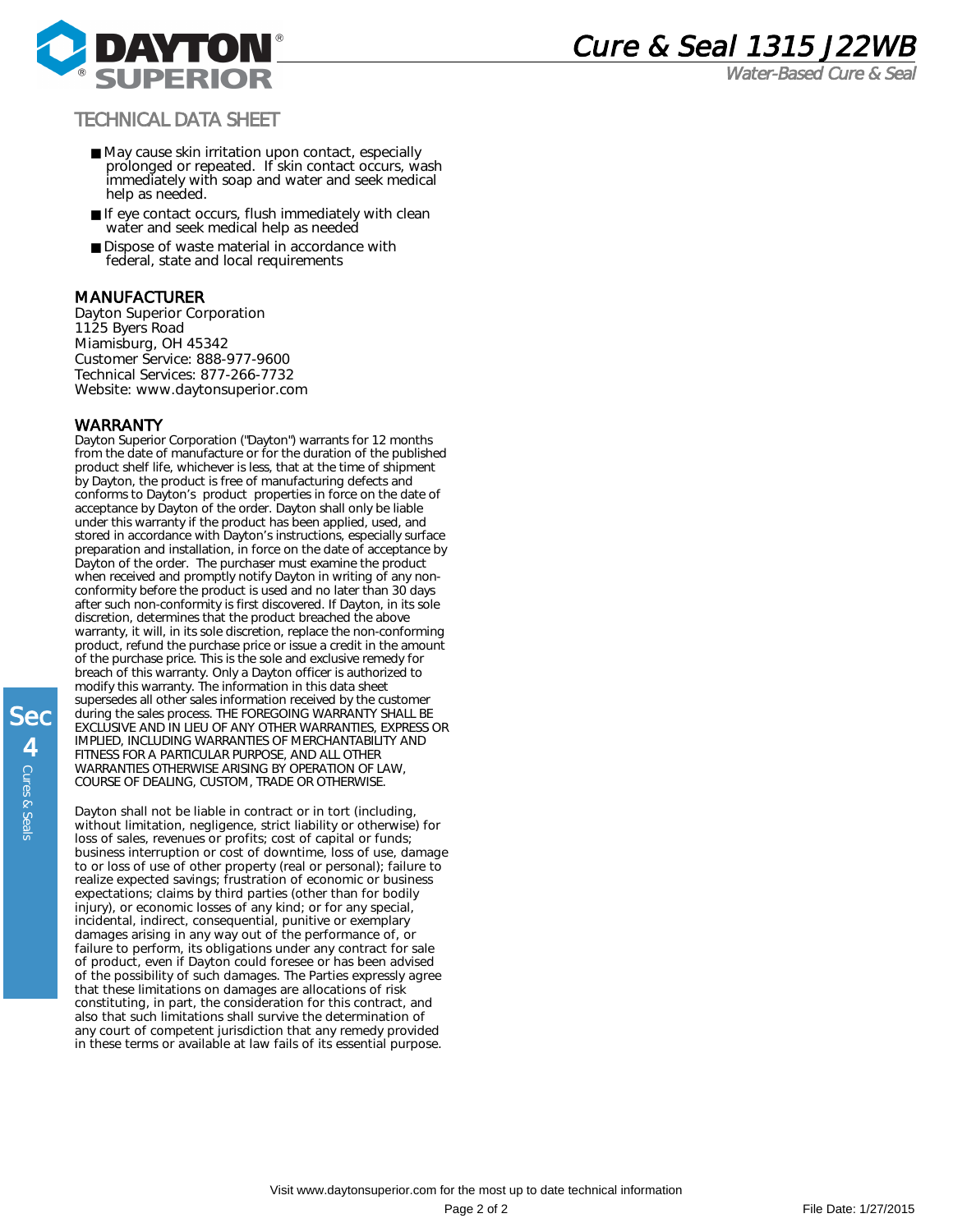- May cause skin irritation upon contact, especially prolonged or repeated. If skin contact occurs, wash immediately with soap and water and seek medical help as needed.
- If eye contact occurs, flush immediately with clean water and seek medical help as needed
- Dispose of waste material in accordance with federal, state and local requirements

## MANUFACTURER

Dayton Superior Corporation
1125 Byers Road
Miamisburg, OH 45342
Customer Service: 888-977-9600
Technical Services: 877-266-7732
Website: www.daytonsuperior.com

## WARRANTY

Dayton Superior Corporation ("Dayton") warrants for 12 months from the date of manufacture or for the duration of the published product shelf life, whichever is less, that at the time of shipment by Dayton, the product is free of manufacturing defects and conforms to Dayton's product properties in force on the date of acceptance by Dayton of the order. Dayton shall only be liable under this warranty if the product has been applied, used, and stored in accordance with Dayton's instructions, especially surface preparation and installation, in force on the date of acceptance by Dayton of the order. The purchaser must examine the product when received and promptly notify Dayton in writing of any non-conformity before the product is used and no later than 30 days after such non-conformity is first discovered. If Dayton, in its sole discretion, determines that the product breached the above warranty, it will, in its sole discretion, replace the non-conforming product, refund the purchase price or issue a credit in the amount of the purchase price. This is the sole and exclusive remedy for breach of this warranty. Only a Dayton officer is authorized to modify this warranty. The information in this data sheet supersedes all other sales information received by the customer during the sales process. THE FOREGOING WARRANTY SHALL BE EXCLUSIVE AND IN LIEU OF ANY OTHER WARRANTIES, EXPRESS OR IMPLIED, INCLUDING WARRANTIES OF MERCHANTABILITY AND FITNESS FOR A PARTICULAR PURPOSE, AND ALL OTHER WARRANTIES OTHERWISE ARISING BY OPERATION OF LAW, COURSE OF DEALING, CUSTOM, TRADE OR OTHERWISE.

Dayton shall not be liable in contract or in tort (including, without limitation, negligence, strict liability or otherwise) for loss of sales, revenues or profits; cost of capital or funds; business interruption or cost of downtime, loss of use, damage to or loss of use of other property (real or personal); failure to realize expected savings; frustration of economic or business expectations; claims by third parties (other than for bodily injury), or economic losses of any kind; or for any special, incidental, indirect, consequential, punitive or exemplary damages arising in any way out of the performance of, or failure to perform, its obligations under any contract for sale of product, even if Dayton could foresee or has been advised of the possibility of such damages. The Parties expressly agree that these limitations on damages are allocations of risk constituting, in part, the consideration for this contract, and also that such limitations shall survive the determination of any court of competent jurisdiction that any remedy provided in these terms or available at law fails of its essential purpose.